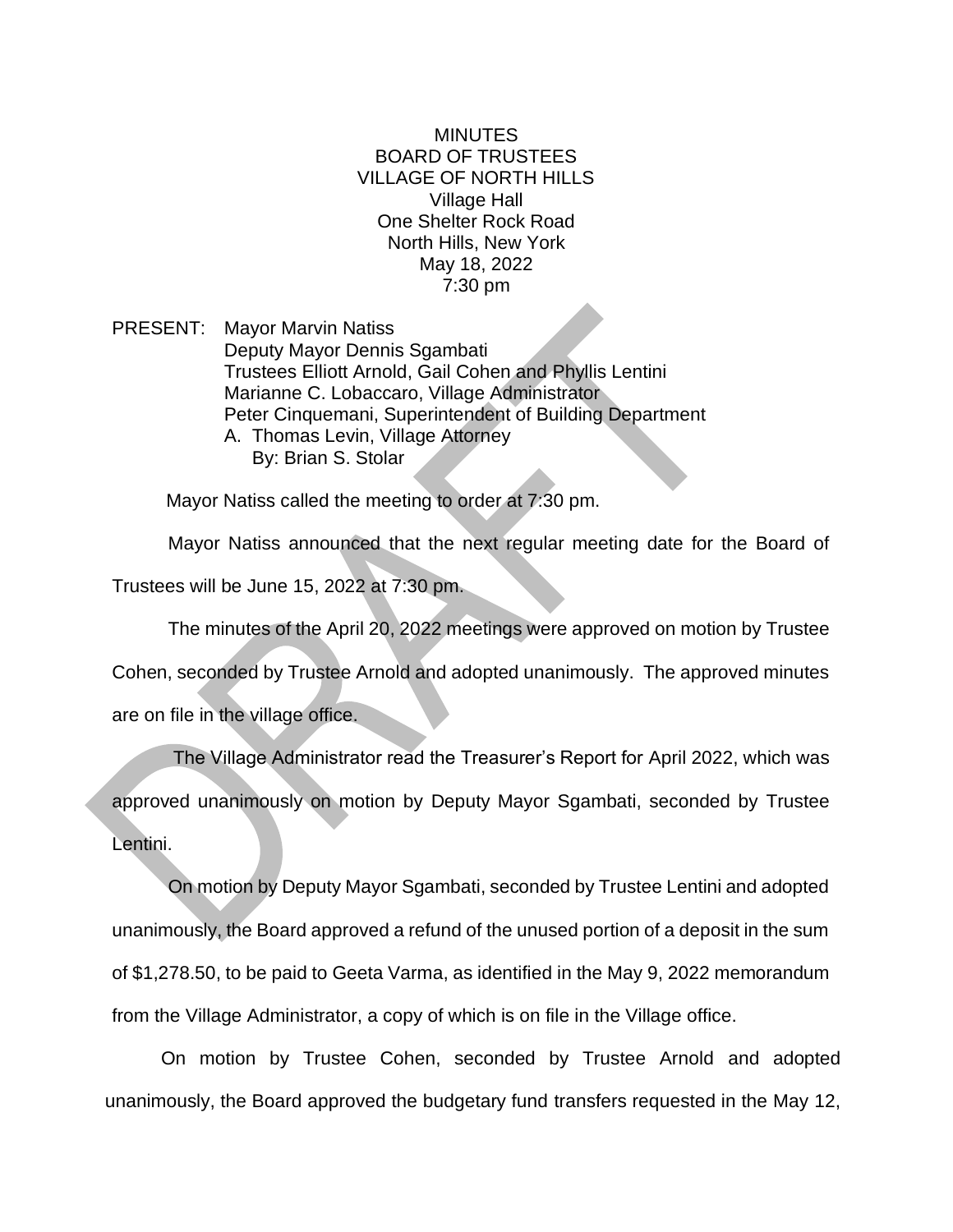MINUTES
BOARD OF TRUSTEES
VILLAGE OF NORTH HILLS
Village Hall
One Shelter Rock Road
North Hills, New York
May 18, 2022
7:30 pm

PRESENT: Mayor Marvin Natiss
Deputy Mayor Dennis Sgambati
Trustees Elliott Arnold, Gail Cohen and Phyllis Lentini
Marianne C. Lobaccaro, Village Administrator
Peter Cinquemani, Superintendent of Building Department
A. Thomas Levin, Village Attorney
By: Brian S. Stolar

Mayor Natiss called the meeting to order at 7:30 pm.

Mayor Natiss announced that the next regular meeting date for the Board of Trustees will be June 15, 2022 at 7:30 pm.

The minutes of the April 20, 2022 meetings were approved on motion by Trustee Cohen, seconded by Trustee Arnold and adopted unanimously. The approved minutes are on file in the village office.

The Village Administrator read the Treasurer's Report for April 2022, which was approved unanimously on motion by Deputy Mayor Sgambati, seconded by Trustee Lentini.

On motion by Deputy Mayor Sgambati, seconded by Trustee Lentini and adopted unanimously, the Board approved a refund of the unused portion of a deposit in the sum of $1,278.50, to be paid to Geeta Varma, as identified in the May 9, 2022 memorandum from the Village Administrator, a copy of which is on file in the Village office.

On motion by Trustee Cohen, seconded by Trustee Arnold and adopted unanimously, the Board approved the budgetary fund transfers requested in the May 12,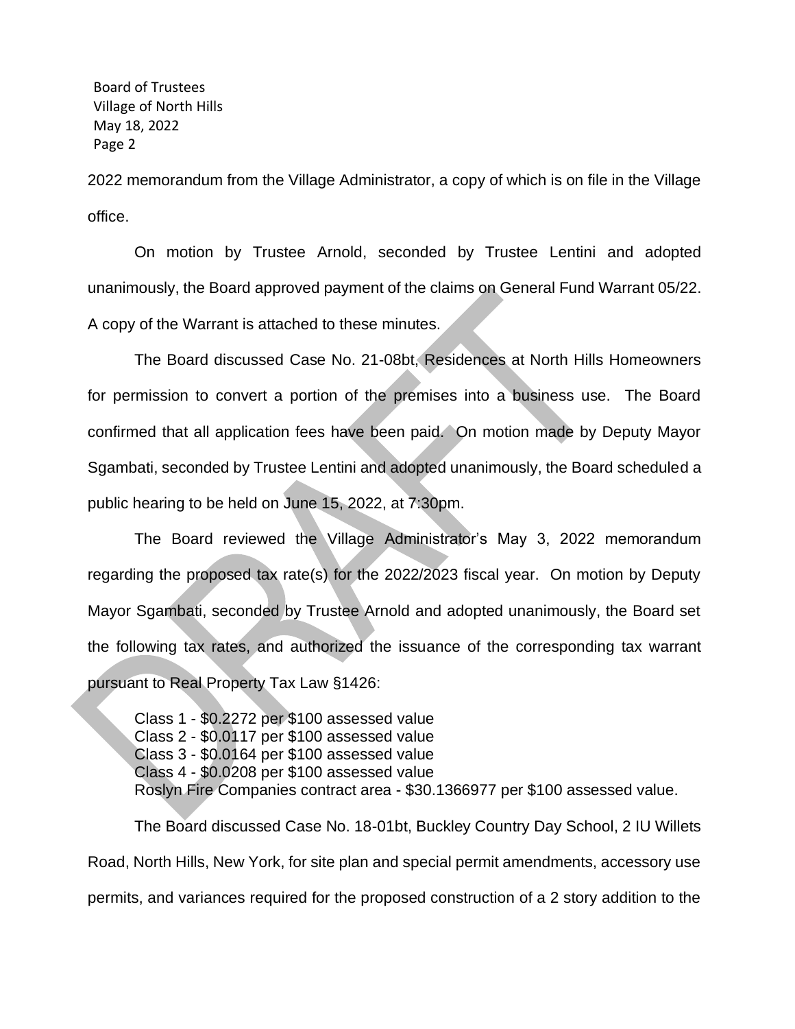2022 memorandum from the Village Administrator, a copy of which is on file in the Village office.

On motion by Trustee Arnold, seconded by Trustee Lentini and adopted unanimously, the Board approved payment of the claims on General Fund Warrant 05/22. A copy of the Warrant is attached to these minutes.

The Board discussed Case No. 21-08bt, Residences at North Hills Homeowners for permission to convert a portion of the premises into a business use. The Board confirmed that all application fees have been paid. On motion made by Deputy Mayor Sgambati, seconded by Trustee Lentini and adopted unanimously, the Board scheduled a public hearing to be held on June 15, 2022, at 7:30pm.

The Board reviewed the Village Administrator's May 3, 2022 memorandum regarding the proposed tax rate(s) for the 2022/2023 fiscal year. On motion by Deputy Mayor Sgambati, seconded by Trustee Arnold and adopted unanimously, the Board set the following tax rates, and authorized the issuance of the corresponding tax warrant pursuant to Real Property Tax Law §1426:

Class 1 - $0.2272 per $100 assessed value
Class 2 - $0.0117 per $100 assessed value
Class 3 - $0.0164 per $100 assessed value
Class 4 - $0.0208 per $100 assessed value
Roslyn Fire Companies contract area - $30.1366977 per $100 assessed value.

The Board discussed Case No. 18-01bt, Buckley Country Day School, 2 IU Willets Road, North Hills, New York, for site plan and special permit amendments, accessory use permits, and variances required for the proposed construction of a 2 story addition to the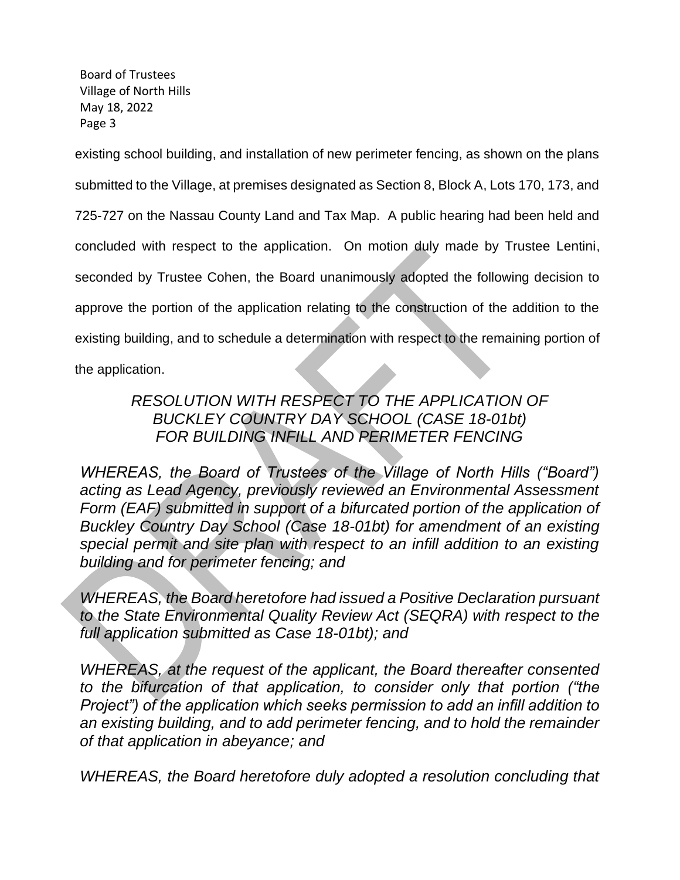existing school building, and installation of new perimeter fencing, as shown on the plans submitted to the Village, at premises designated as Section 8, Block A, Lots 170, 173, and 725-727 on the Nassau County Land and Tax Map. A public hearing had been held and concluded with respect to the application. On motion duly made by Trustee Lentini, seconded by Trustee Cohen, the Board unanimously adopted the following decision to approve the portion of the application relating to the construction of the addition to the existing building, and to schedule a determination with respect to the remaining portion of the application.

*RESOLUTION WITH RESPECT TO THE APPLICATION OF BUCKLEY COUNTRY DAY SCHOOL (CASE 18-01bt) FOR BUILDING INFILL AND PERIMETER FENCING*

*WHEREAS, the Board of Trustees of the Village of North Hills ("Board") acting as Lead Agency, previously reviewed an Environmental Assessment Form (EAF) submitted in support of a bifurcated portion of the application of Buckley Country Day School (Case 18-01bt) for amendment of an existing special permit and site plan with respect to an infill addition to an existing building and for perimeter fencing; and*

*WHEREAS, the Board heretofore had issued a Positive Declaration pursuant to the State Environmental Quality Review Act (SEQRA) with respect to the full application submitted as Case 18-01bt); and*

*WHEREAS, at the request of the applicant, the Board thereafter consented to the bifurcation of that application, to consider only that portion ("the Project") of the application which seeks permission to add an infill addition to an existing building, and to add perimeter fencing, and to hold the remainder of that application in abeyance; and*

*WHEREAS, the Board heretofore duly adopted a resolution concluding that*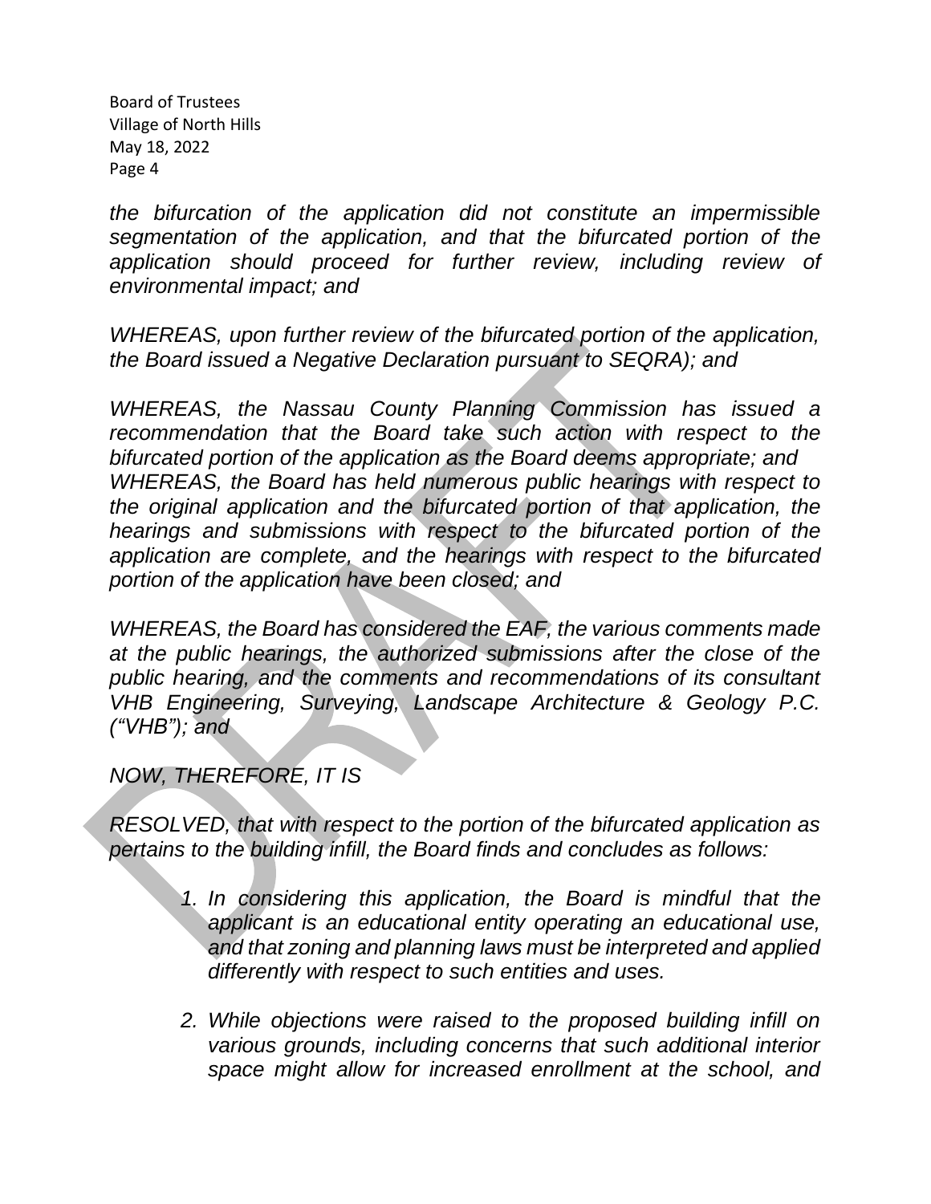*the bifurcation of the application did not constitute an impermissible segmentation of the application, and that the bifurcated portion of the application should proceed for further review, including review of environmental impact; and*

*WHEREAS, upon further review of the bifurcated portion of the application, the Board issued a Negative Declaration pursuant to SEQRA); and*

*WHEREAS, the Nassau County Planning Commission has issued a recommendation that the Board take such action with respect to the bifurcated portion of the application as the Board deems appropriate; and*
*WHEREAS, the Board has held numerous public hearings with respect to the original application and the bifurcated portion of that application, the hearings and submissions with respect to the bifurcated portion of the application are complete, and the hearings with respect to the bifurcated portion of the application have been closed; and*

*WHEREAS, the Board has considered the EAF, the various comments made at the public hearings, the authorized submissions after the close of the public hearing, and the comments and recommendations of its consultant VHB Engineering, Surveying, Landscape Architecture & Geology P.C. ("VHB"); and*

*NOW, THEREFORE, IT IS*

*RESOLVED, that with respect to the portion of the bifurcated application as pertains to the building infill, the Board finds and concludes as follows:*

1. *In considering this application, the Board is mindful that the applicant is an educational entity operating an educational use, and that zoning and planning laws must be interpreted and applied differently with respect to such entities and uses.*

2. *While objections were raised to the proposed building infill on various grounds, including concerns that such additional interior space might allow for increased enrollment at the school, and*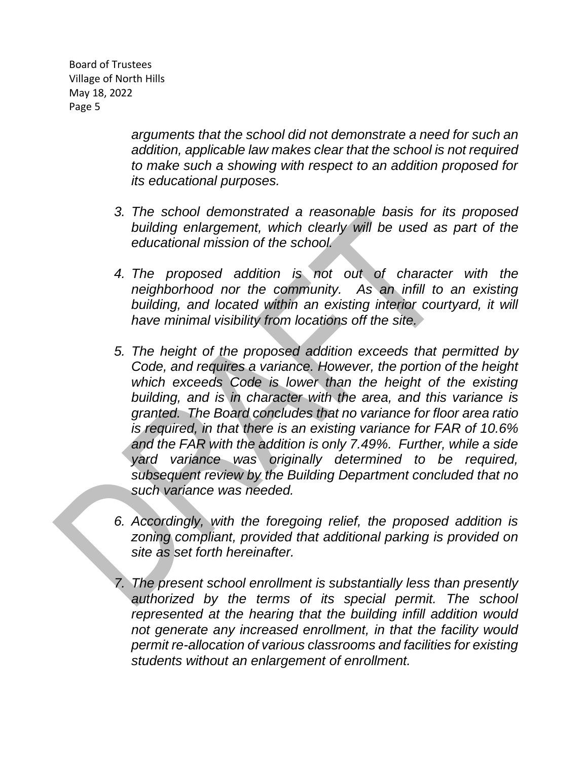*arguments that the school did not demonstrate a need for such an addition, applicable law makes clear that the school is not required to make such a showing with respect to an addition proposed for its educational purposes.*

3. *The school demonstrated a reasonable basis for its proposed building enlargement, which clearly will be used as part of the educational mission of the school.*

4. *The proposed addition is not out of character with the neighborhood nor the community. As an infill to an existing building, and located within an existing interior courtyard, it will have minimal visibility from locations off the site.*

5. *The height of the proposed addition exceeds that permitted by Code, and requires a variance. However, the portion of the height which exceeds Code is lower than the height of the existing building, and is in character with the area, and this variance is granted. The Board concludes that no variance for floor area ratio is required, in that there is an existing variance for FAR of 10.6% and the FAR with the addition is only 7.49%. Further, while a side yard variance was originally determined to be required, subsequent review by the Building Department concluded that no such variance was needed.*

6. *Accordingly, with the foregoing relief, the proposed addition is zoning compliant, provided that additional parking is provided on site as set forth hereinafter.*

7. *The present school enrollment is substantially less than presently authorized by the terms of its special permit. The school represented at the hearing that the building infill addition would not generate any increased enrollment, in that the facility would permit re-allocation of various classrooms and facilities for existing students without an enlargement of enrollment.*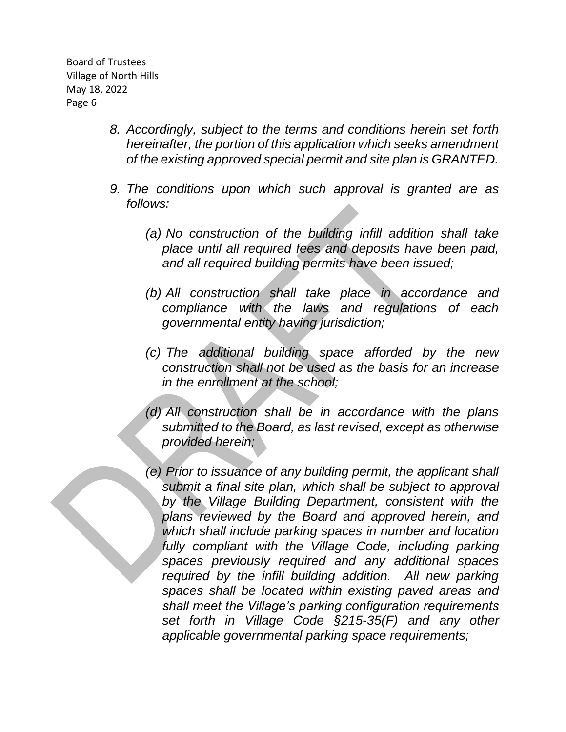*8. Accordingly, subject to the terms and conditions herein set forth hereinafter, the portion of this application which seeks amendment of the existing approved special permit and site plan is GRANTED.*

*9. The conditions upon which such approval is granted are as follows:*

*(a) No construction of the building infill addition shall take place until all required fees and deposits have been paid, and all required building permits have been issued;*

*(b) All construction shall take place in accordance and compliance with the laws and regulations of each governmental entity having jurisdiction;*

*(c) The additional building space afforded by the new construction shall not be used as the basis for an increase in the enrollment at the school;*

*(d) All construction shall be in accordance with the plans submitted to the Board, as last revised, except as otherwise provided herein;*

*(e) Prior to issuance of any building permit, the applicant shall submit a final site plan, which shall be subject to approval by the Village Building Department, consistent with the plans reviewed by the Board and approved herein, and which shall include parking spaces in number and location fully compliant with the Village Code, including parking spaces previously required and any additional spaces required by the infill building addition. All new parking spaces shall be located within existing paved areas and shall meet the Village's parking configuration requirements set forth in Village Code §215-35(F) and any other applicable governmental parking space requirements;*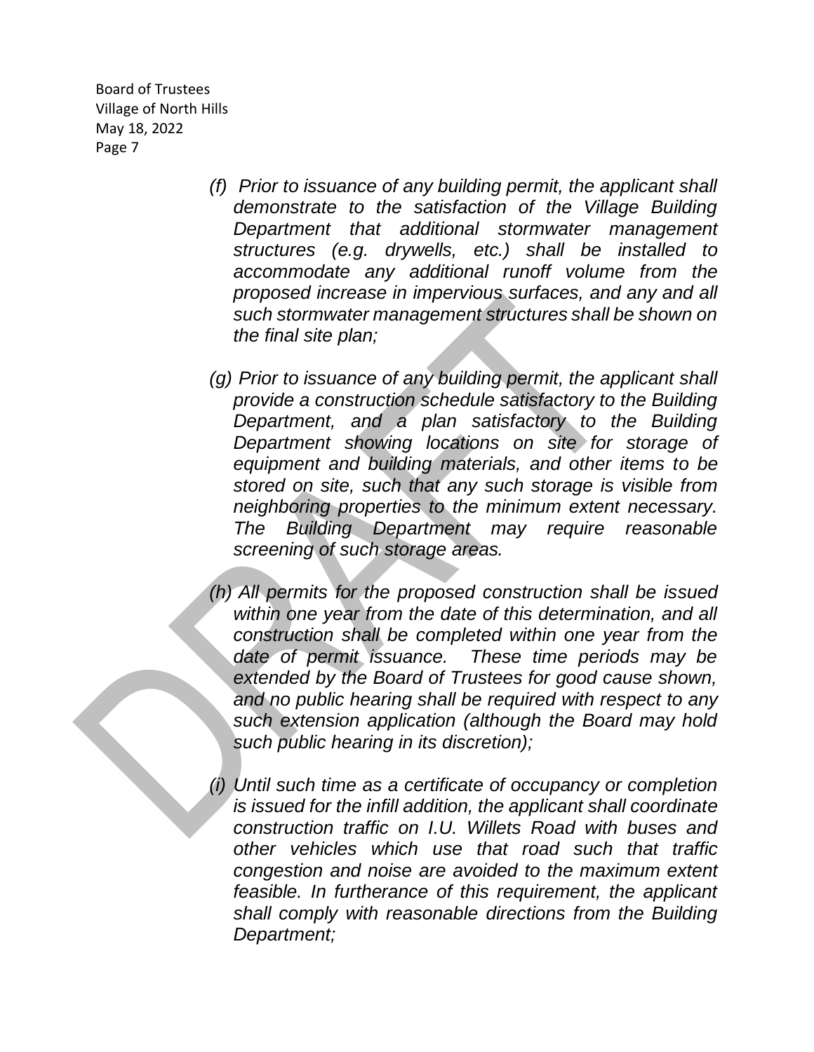*(f) Prior to issuance of any building permit, the applicant shall demonstrate to the satisfaction of the Village Building Department that additional stormwater management structures (e.g. drywells, etc.) shall be installed to accommodate any additional runoff volume from the proposed increase in impervious surfaces, and any and all such stormwater management structures shall be shown on the final site plan;*

*(g) Prior to issuance of any building permit, the applicant shall provide a construction schedule satisfactory to the Building Department, and a plan satisfactory to the Building Department showing locations on site for storage of equipment and building materials, and other items to be stored on site, such that any such storage is visible from neighboring properties to the minimum extent necessary. The Building Department may require reasonable screening of such storage areas.*

*(h) All permits for the proposed construction shall be issued within one year from the date of this determination, and all construction shall be completed within one year from the date of permit issuance. These time periods may be extended by the Board of Trustees for good cause shown, and no public hearing shall be required with respect to any such extension application (although the Board may hold such public hearing in its discretion);*

*(i) Until such time as a certificate of occupancy or completion is issued for the infill addition, the applicant shall coordinate construction traffic on I.U. Willets Road with buses and other vehicles which use that road such that traffic congestion and noise are avoided to the maximum extent feasible. In furtherance of this requirement, the applicant shall comply with reasonable directions from the Building Department;*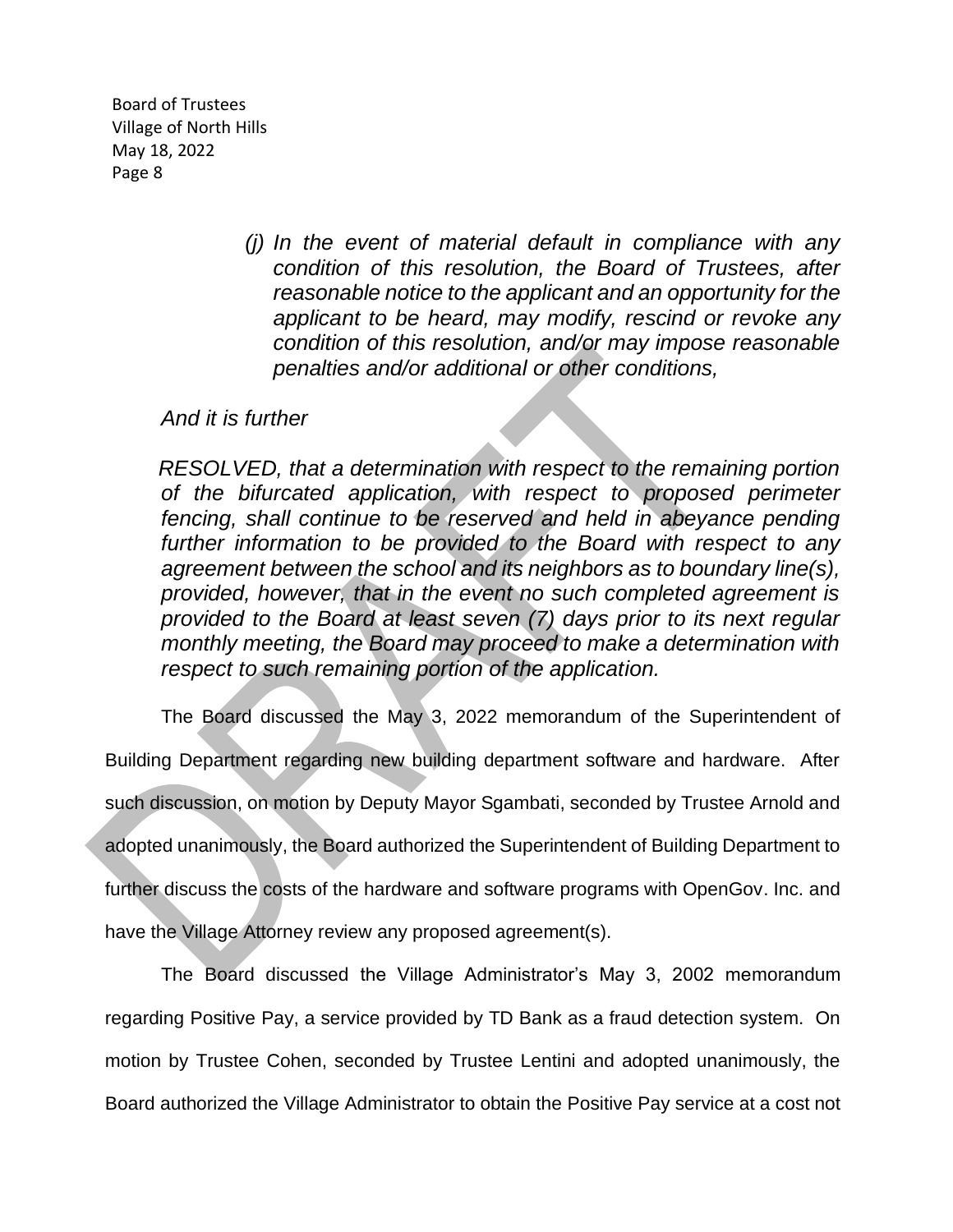*(j) In the event of material default in compliance with any condition of this resolution, the Board of Trustees, after reasonable notice to the applicant and an opportunity for the applicant to be heard, may modify, rescind or revoke any condition of this resolution, and/or may impose reasonable penalties and/or additional or other conditions,*

*And it is further*

*RESOLVED, that a determination with respect to the remaining portion of the bifurcated application, with respect to proposed perimeter fencing, shall continue to be reserved and held in abeyance pending further information to be provided to the Board with respect to any agreement between the school and its neighbors as to boundary line(s), provided, however, that in the event no such completed agreement is provided to the Board at least seven (7) days prior to its next regular monthly meeting, the Board may proceed to make a determination with respect to such remaining portion of the application.*

The Board discussed the May 3, 2022 memorandum of the Superintendent of Building Department regarding new building department software and hardware. After such discussion, on motion by Deputy Mayor Sgambati, seconded by Trustee Arnold and adopted unanimously, the Board authorized the Superintendent of Building Department to further discuss the costs of the hardware and software programs with OpenGov. Inc. and have the Village Attorney review any proposed agreement(s).

The Board discussed the Village Administrator's May 3, 2002 memorandum regarding Positive Pay, a service provided by TD Bank as a fraud detection system. On motion by Trustee Cohen, seconded by Trustee Lentini and adopted unanimously, the Board authorized the Village Administrator to obtain the Positive Pay service at a cost not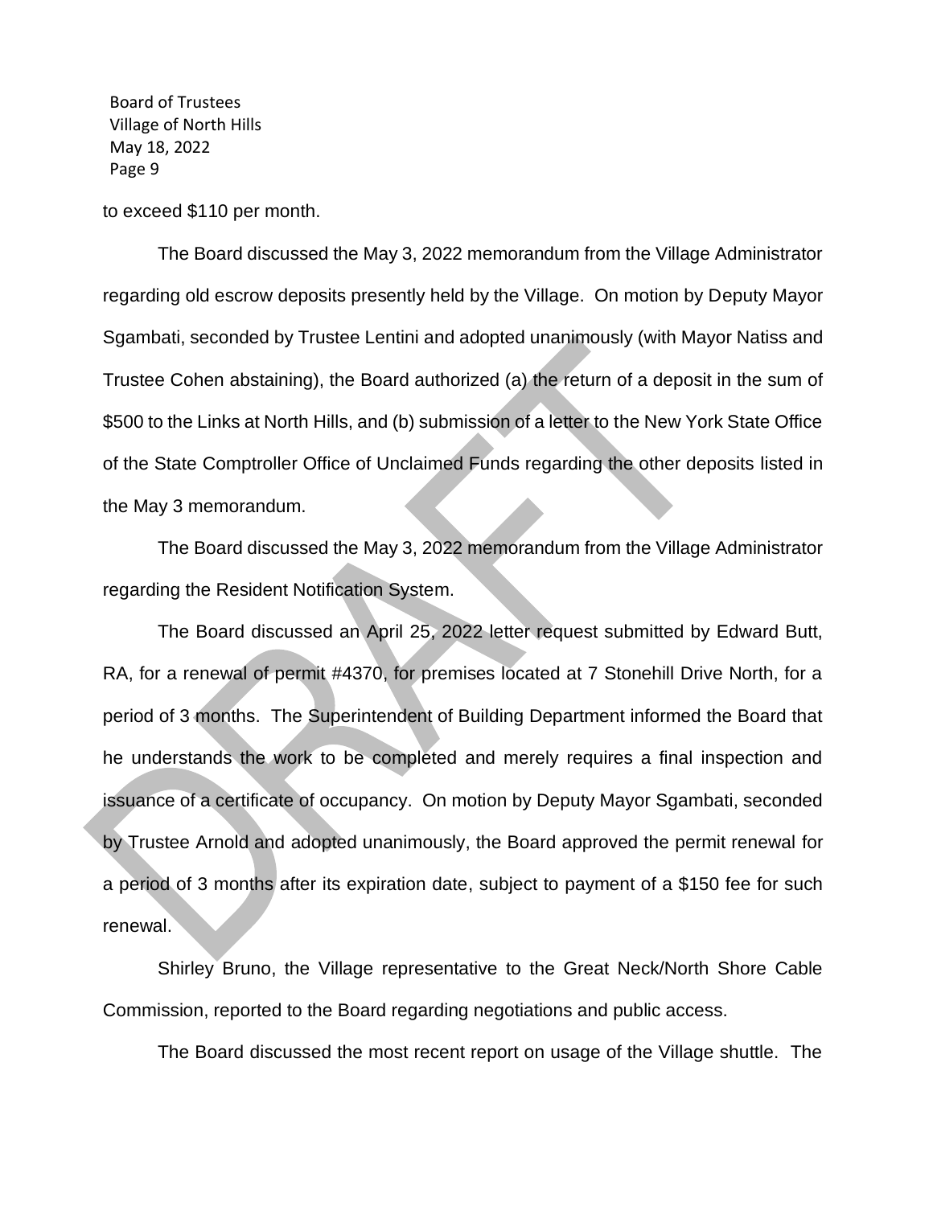to exceed $110 per month.

The Board discussed the May 3, 2022 memorandum from the Village Administrator regarding old escrow deposits presently held by the Village. On motion by Deputy Mayor Sgambati, seconded by Trustee Lentini and adopted unanimously (with Mayor Natiss and Trustee Cohen abstaining), the Board authorized (a) the return of a deposit in the sum of $500 to the Links at North Hills, and (b) submission of a letter to the New York State Office of the State Comptroller Office of Unclaimed Funds regarding the other deposits listed in the May 3 memorandum.

The Board discussed the May 3, 2022 memorandum from the Village Administrator regarding the Resident Notification System.

The Board discussed an April 25, 2022 letter request submitted by Edward Butt, RA, for a renewal of permit #4370, for premises located at 7 Stonehill Drive North, for a period of 3 months. The Superintendent of Building Department informed the Board that he understands the work to be completed and merely requires a final inspection and issuance of a certificate of occupancy. On motion by Deputy Mayor Sgambati, seconded by Trustee Arnold and adopted unanimously, the Board approved the permit renewal for a period of 3 months after its expiration date, subject to payment of a $150 fee for such renewal.

Shirley Bruno, the Village representative to the Great Neck/North Shore Cable Commission, reported to the Board regarding negotiations and public access.

The Board discussed the most recent report on usage of the Village shuttle. The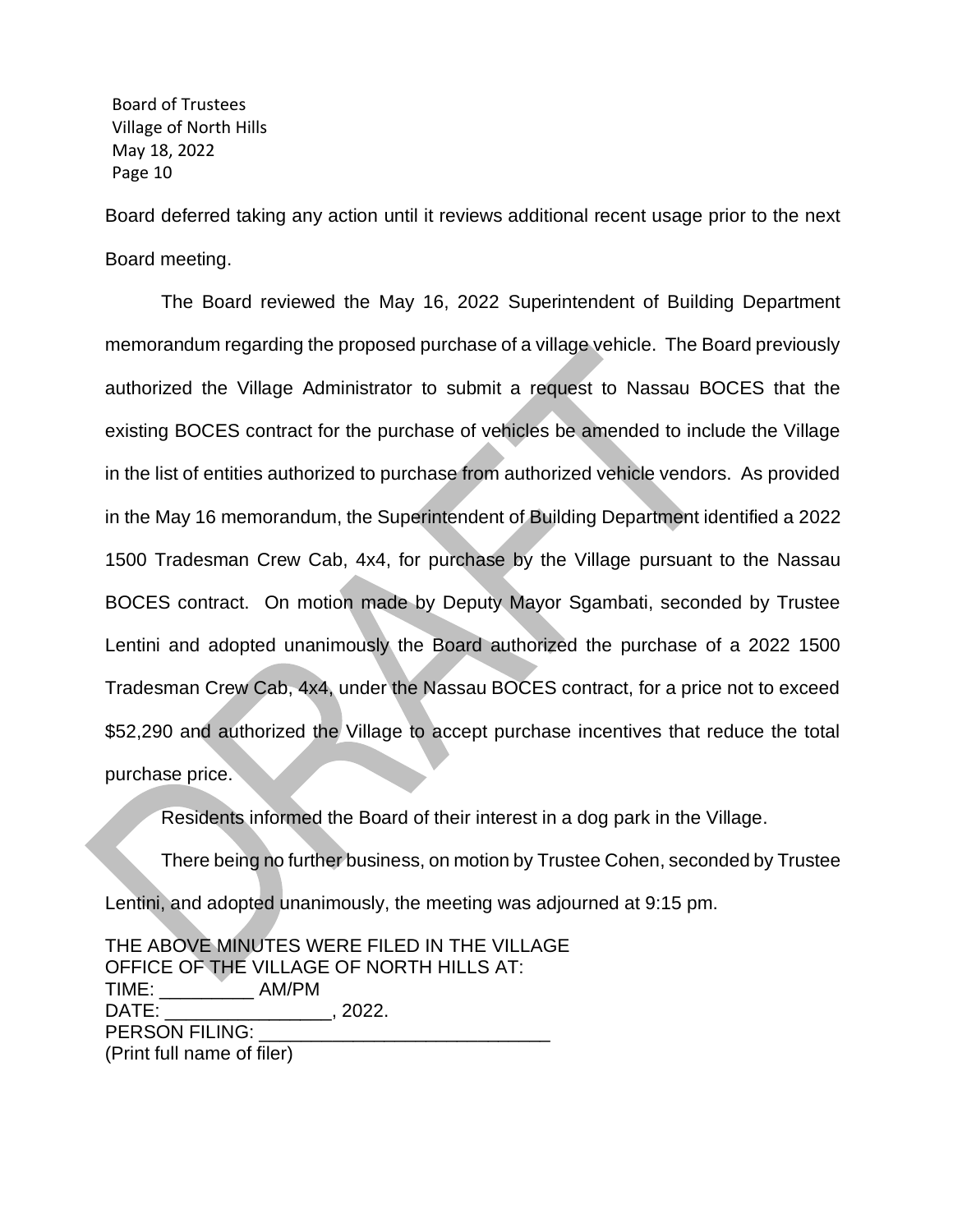Board deferred taking any action until it reviews additional recent usage prior to the next Board meeting.

The Board reviewed the May 16, 2022 Superintendent of Building Department memorandum regarding the proposed purchase of a village vehicle. The Board previously authorized the Village Administrator to submit a request to Nassau BOCES that the existing BOCES contract for the purchase of vehicles be amended to include the Village in the list of entities authorized to purchase from authorized vehicle vendors. As provided in the May 16 memorandum, the Superintendent of Building Department identified a 2022 1500 Tradesman Crew Cab, 4x4, for purchase by the Village pursuant to the Nassau BOCES contract. On motion made by Deputy Mayor Sgambati, seconded by Trustee Lentini and adopted unanimously the Board authorized the purchase of a 2022 1500 Tradesman Crew Cab, 4x4, under the Nassau BOCES contract, for a price not to exceed $52,290 and authorized the Village to accept purchase incentives that reduce the total purchase price.

Residents informed the Board of their interest in a dog park in the Village.

There being no further business, on motion by Trustee Cohen, seconded by Trustee Lentini, and adopted unanimously, the meeting was adjourned at 9:15 pm.

THE ABOVE MINUTES WERE FILED IN THE VILLAGE
OFFICE OF THE VILLAGE OF NORTH HILLS AT:
TIME: _________ AM/PM
DATE: ________________, 2022.
PERSON FILING: ____________________________
(Print full name of filer)